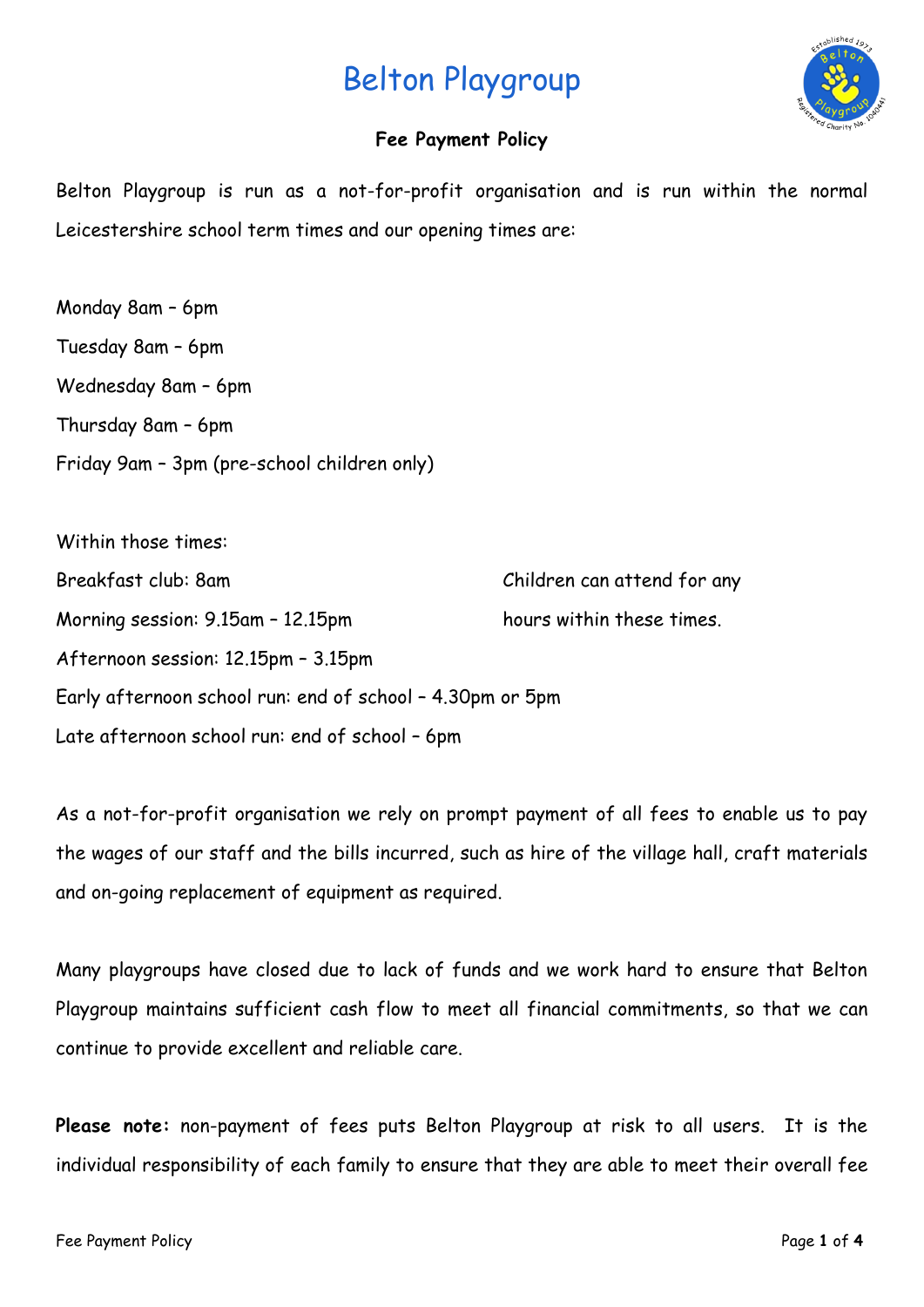# Belton Playgroup

## Fee Payment Policy

Belton Playgroup is run as a not-for-profit organisation and is run within the normal Leicestershire school term times and our opening times are:

Monday 8am – 6pm
Tuesday 8am – 6pm
Wednesday 8am – 6pm
Thursday 8am – 6pm
Friday 9am – 3pm (pre-school children only)

Within those times:

Breakfast club: 8am
Morning session: 9.15am – 12.15pm
Afternoon session: 12.15pm – 3.15pm
Early afternoon school run: end of school – 4.30pm or 5pm
Late afternoon school run: end of school – 6pm

Children can attend for any hours within these times.

As a not-for-profit organisation we rely on prompt payment of all fees to enable us to pay the wages of our staff and the bills incurred, such as hire of the village hall, craft materials and on-going replacement of equipment as required.

Many playgroups have closed due to lack of funds and we work hard to ensure that Belton Playgroup maintains sufficient cash flow to meet all financial commitments, so that we can continue to provide excellent and reliable care.

**Please note:** non-payment of fees puts Belton Playgroup at risk to all users. It is the individual responsibility of each family to ensure that they are able to meet their overall fee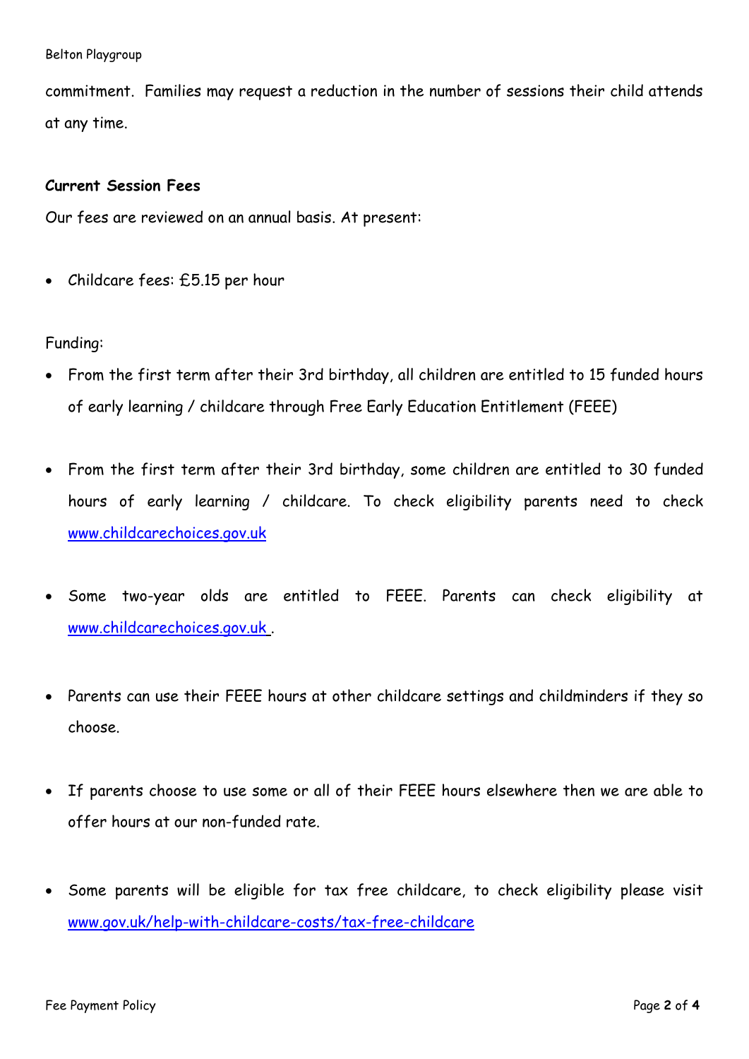commitment. Families may request a reduction in the number of sessions their child attends at any time.

**Current Session Fees**

Our fees are reviewed on an annual basis. At present:

- Childcare fees: £5.15 per hour

Funding:

- From the first term after their 3rd birthday, all children are entitled to 15 funded hours of early learning / childcare through Free Early Education Entitlement (FEEE)

- From the first term after their 3rd birthday, some children are entitled to 30 funded hours of early learning / childcare. To check eligibility parents need to check www.childcarechoices.gov.uk

- Some two-year olds are entitled to FEEE. Parents can check eligibility at www.childcarechoices.gov.uk .

- Parents can use their FEEE hours at other childcare settings and childminders if they so choose.

- If parents choose to use some or all of their FEEE hours elsewhere then we are able to offer hours at our non-funded rate.

- Some parents will be eligible for tax free childcare, to check eligibility please visit www.gov.uk/help-with-childcare-costs/tax-free-childcare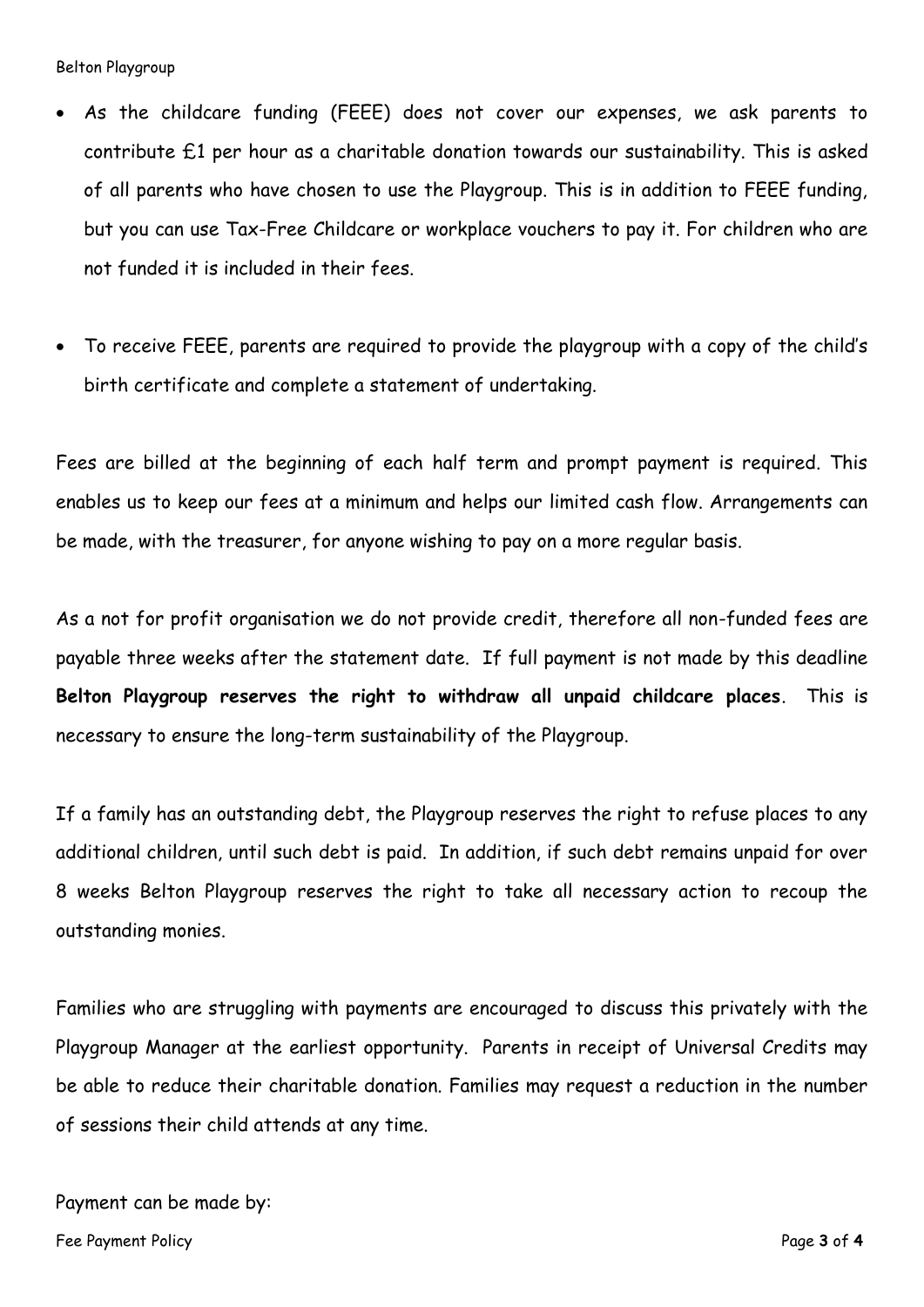- As the childcare funding (FEEE) does not cover our expenses, we ask parents to contribute £1 per hour as a charitable donation towards our sustainability. This is asked of all parents who have chosen to use the Playgroup. This is in addition to FEEE funding, but you can use Tax-Free Childcare or workplace vouchers to pay it. For children who are not funded it is included in their fees.

- To receive FEEE, parents are required to provide the playgroup with a copy of the child's birth certificate and complete a statement of undertaking.

Fees are billed at the beginning of each half term and prompt payment is required. This enables us to keep our fees at a minimum and helps our limited cash flow. Arrangements can be made, with the treasurer, for anyone wishing to pay on a more regular basis.

As a not for profit organisation we do not provide credit, therefore all non-funded fees are payable three weeks after the statement date. If full payment is not made by this deadline **Belton Playgroup reserves the right to withdraw all unpaid childcare places**. This is necessary to ensure the long-term sustainability of the Playgroup.

If a family has an outstanding debt, the Playgroup reserves the right to refuse places to any additional children, until such debt is paid. In addition, if such debt remains unpaid for over 8 weeks Belton Playgroup reserves the right to take all necessary action to recoup the outstanding monies.

Families who are struggling with payments are encouraged to discuss this privately with the Playgroup Manager at the earliest opportunity. Parents in receipt of Universal Credits may be able to reduce their charitable donation. Families may request a reduction in the number of sessions their child attends at any time.

Payment can be made by: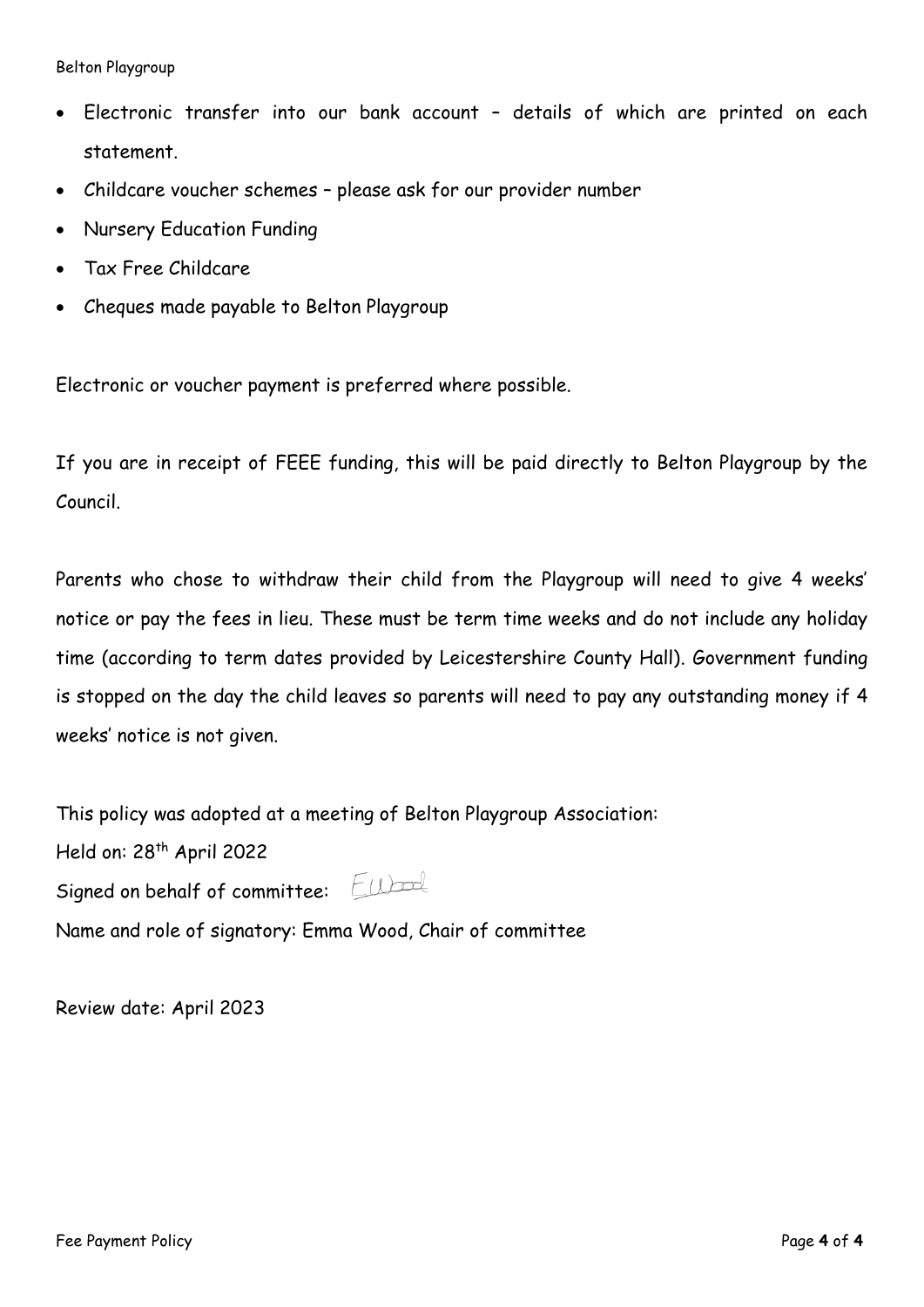- Electronic transfer into our bank account – details of which are printed on each statement.
- Childcare voucher schemes – please ask for our provider number
- Nursery Education Funding
- Tax Free Childcare
- Cheques made payable to Belton Playgroup

Electronic or voucher payment is preferred where possible.

If you are in receipt of FEEE funding, this will be paid directly to Belton Playgroup by the Council.

Parents who chose to withdraw their child from the Playgroup will need to give 4 weeks' notice or pay the fees in lieu. These must be term time weeks and do not include any holiday time (according to term dates provided by Leicestershire County Hall). Government funding is stopped on the day the child leaves so parents will need to pay any outstanding money if 4 weeks' notice is not given.

This policy was adopted at a meeting of Belton Playgroup Association:

Held on: 28th April 2022

Signed on behalf of committee: EWood

Name and role of signatory: Emma Wood, Chair of committee

Review date: April 2023